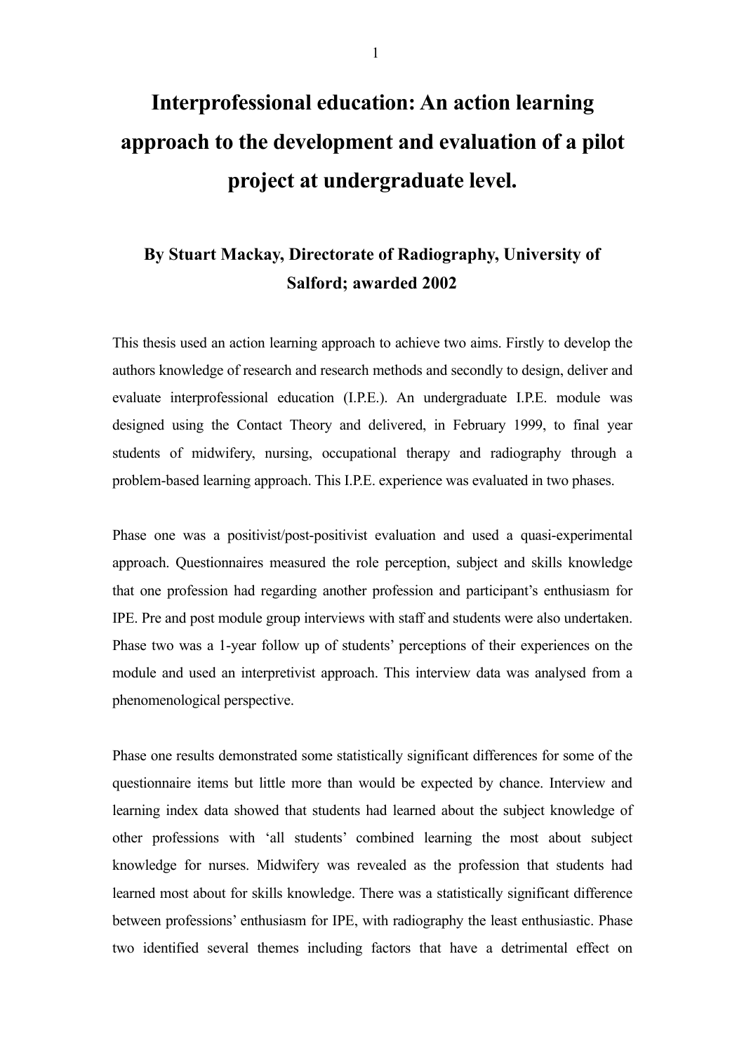# Interprofessional education: An action learning approach to the development and evaluation of a pilot project at undergraduate level.

## By Stuart Mackay, Directorate of Radiography, University of Salford; awarded 2002

This thesis used an action learning approach to achieve two aims. Firstly to develop the authors knowledge of research and research methods and secondly to design, deliver and evaluate interprofessional education (I.P.E.). An undergraduate I.P.E. module was designed using the Contact Theory and delivered, in February 1999, to final year students of midwifery, nursing, occupational therapy and radiography through a problem-based learning approach. This I.P.E. experience was evaluated in two phases.

Phase one was a positivist/post-positivist evaluation and used a quasi-experimental approach. Questionnaires measured the role perception, subject and skills knowledge that one profession had regarding another profession and participant's enthusiasm for IPE. Pre and post module group interviews with staff and students were also undertaken. Phase two was a 1-year follow up of students' perceptions of their experiences on the module and used an interpretivist approach. This interview data was analysed from a phenomenological perspective.

Phase one results demonstrated some statistically significant differences for some of the questionnaire items but little more than would be expected by chance. Interview and learning index data showed that students had learned about the subject knowledge of other professions with 'all students' combined learning the most about subject knowledge for nurses. Midwifery was revealed as the profession that students had learned most about for skills knowledge. There was a statistically significant difference between professions' enthusiasm for IPE, with radiography the least enthusiastic. Phase two identified several themes including factors that have a detrimental effect on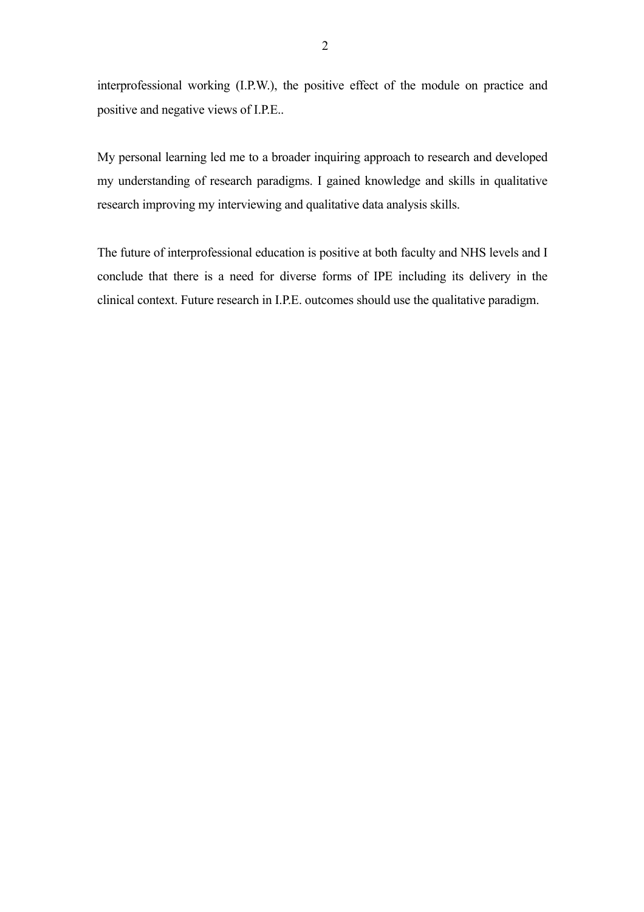interprofessional working (I.P.W.), the positive effect of the module on practice and positive and negative views of I.P.E..

My personal learning led me to a broader inquiring approach to research and developed my understanding of research paradigms. I gained knowledge and skills in qualitative research improving my interviewing and qualitative data analysis skills.

The future of interprofessional education is positive at both faculty and NHS levels and I conclude that there is a need for diverse forms of IPE including its delivery in the clinical context. Future research in I.P.E. outcomes should use the qualitative paradigm.